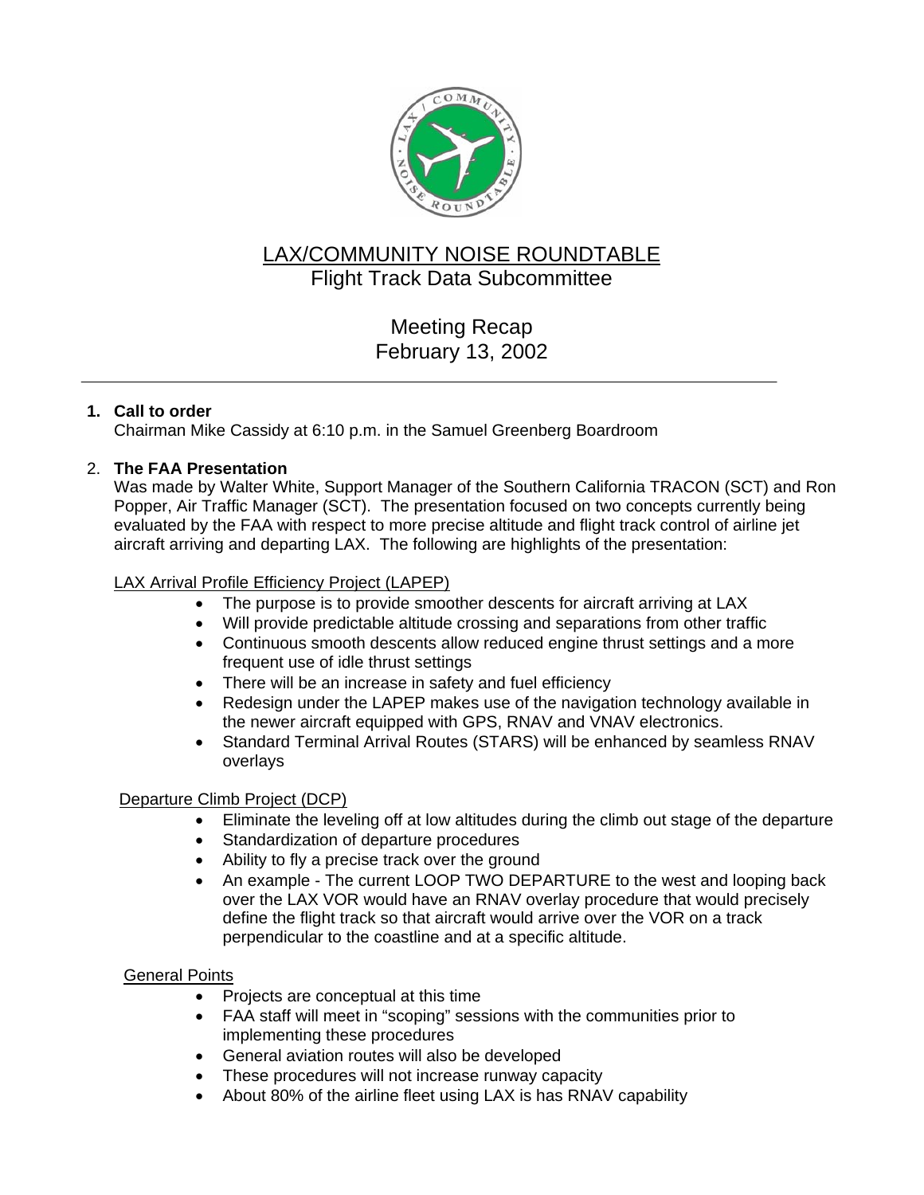# LAX/COMMUNITY NOISE ROUNDTABLE

## Flight Track Data Subcommittee

## Meeting Recap
## February 13, 2002

---

1. **Call to order**
   Chairman Mike Cassidy at 6:10 p.m. in the Samuel Greenberg Boardroom

2. **The FAA Presentation**
   Was made by Walter White, Support Manager of the Southern California TRACON (SCT) and Ron Popper, Air Traffic Manager (SCT). The presentation focused on two concepts currently being evaluated by the FAA with respect to more precise altitude and flight track control of airline jet aircraft arriving and departing LAX. The following are highlights of the presentation:

   LAX Arrival Profile Efficiency Project (LAPEP)

   - The purpose is to provide smoother descents for aircraft arriving at LAX
   - Will provide predictable altitude crossing and separations from other traffic
   - Continuous smooth descents allow reduced engine thrust settings and a more frequent use of idle thrust settings
   - There will be an increase in safety and fuel efficiency
   - Redesign under the LAPEP makes use of the navigation technology available in the newer aircraft equipped with GPS, RNAV and VNAV electronics.
   - Standard Terminal Arrival Routes (STARS) will be enhanced by seamless RNAV overlays

   Departure Climb Project (DCP)

   - Eliminate the leveling off at low altitudes during the climb out stage of the departure
   - Standardization of departure procedures
   - Ability to fly a precise track over the ground
   - An example - The current LOOP TWO DEPARTURE to the west and looping back over the LAX VOR would have an RNAV overlay procedure that would precisely define the flight track so that aircraft would arrive over the VOR on a track perpendicular to the coastline and at a specific altitude.

   General Points

   - Projects are conceptual at this time
   - FAA staff will meet in "scoping" sessions with the communities prior to implementing these procedures
   - General aviation routes will also be developed
   - These procedures will not increase runway capacity
   - About 80% of the airline fleet using LAX is has RNAV capability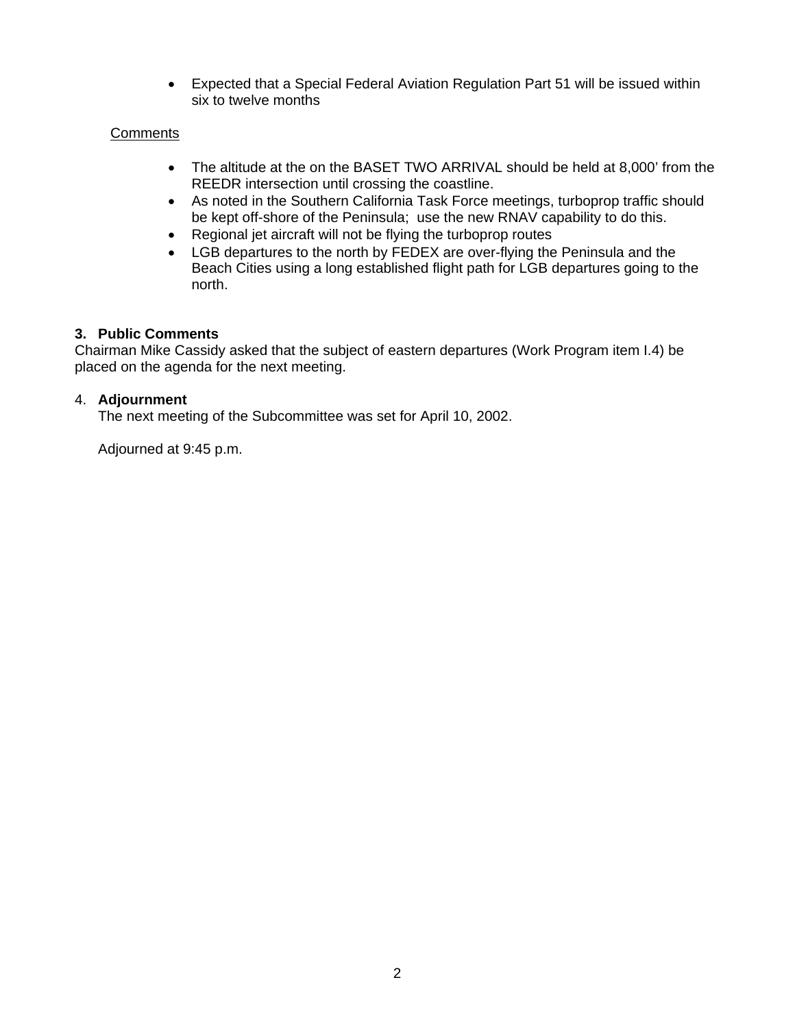- Expected that a Special Federal Aviation Regulation Part 51 will be issued within six to twelve months

Comments

- The altitude at the on the BASET TWO ARRIVAL should be held at 8,000' from the REEDR intersection until crossing the coastline.
- As noted in the Southern California Task Force meetings, turboprop traffic should be kept off-shore of the Peninsula; use the new RNAV capability to do this.
- Regional jet aircraft will not be flying the turboprop routes
- LGB departures to the north by FEDEX are over-flying the Peninsula and the Beach Cities using a long established flight path for LGB departures going to the north.

**3. Public Comments**

Chairman Mike Cassidy asked that the subject of eastern departures (Work Program item I.4) be placed on the agenda for the next meeting.

4. **Adjournment**

The next meeting of the Subcommittee was set for April 10, 2002.

Adjourned at 9:45 p.m.